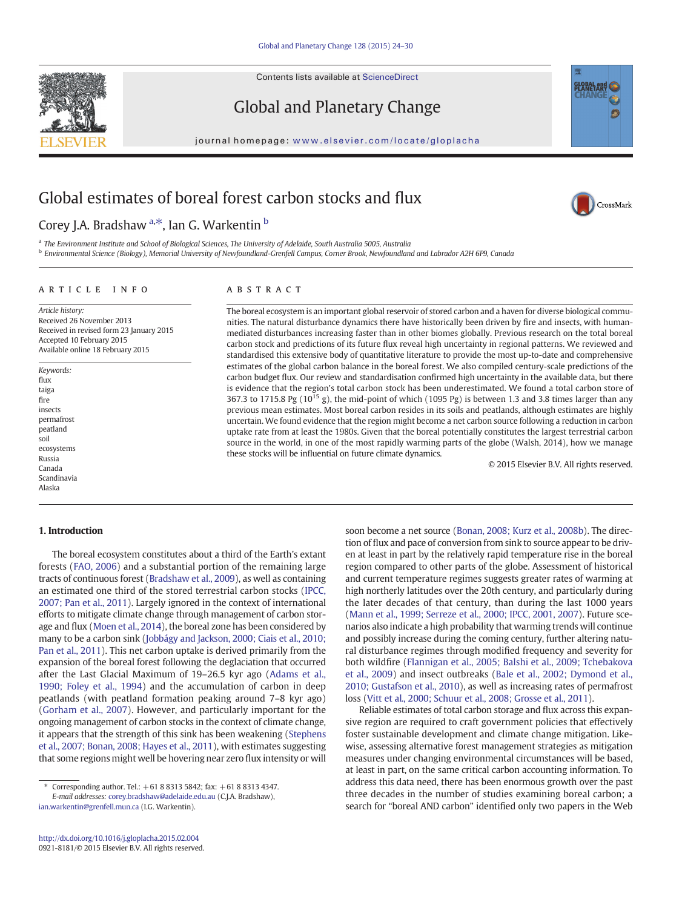Contents lists available at ScienceDirect

# Global and Planetary Change

journal homepage: www.elsevier.com/locate/gloplacha

# Global estimates of boreal forest carbon stocks and flux

Corey J.A. Bradshaw [a,*], Ian G. Warkentin [b]

[a] The Environment Institute and School of Biological Sciences, The University of Adelaide, South Australia 5005, Australia
[b] Environmental Science (Biology), Memorial University of Newfoundland-Grenfell Campus, Corner Brook, Newfoundland and Labrador A2H 6P9, Canada

## ARTICLE INFO

*Article history:*
Received 26 November 2013
Received in revised form 23 January 2015
Accepted 10 February 2015
Available online 18 February 2015

*Keywords:*
flux
taiga
fire
insects
permafrost
peatland
soil
ecosystems
Russia
Canada
Scandinavia
Alaska

## ABSTRACT

The boreal ecosystem is an important global reservoir of stored carbon and a haven for diverse biological communities. The natural disturbance dynamics there have historically been driven by fire and insects, with human-mediated disturbances increasing faster than in other biomes globally. Previous research on the total boreal carbon stock and predictions of its future flux reveal high uncertainty in regional patterns. We reviewed and standardised this extensive body of quantitative literature to provide the most up-to-date and comprehensive estimates of the global carbon balance in the boreal forest. We also compiled century-scale predictions of the carbon budget flux. Our review and standardisation confirmed high uncertainty in the available data, but there is evidence that the region's total carbon stock has been underestimated. We found a total carbon store of 367.3 to 1715.8 Pg ($10^{15}$ g), the mid-point of which (1095 Pg) is between 1.3 and 3.8 times larger than any previous mean estimates. Most boreal carbon resides in its soils and peatlands, although estimates are highly uncertain. We found evidence that the region might become a net carbon source following a reduction in carbon uptake rate from at least the 1980s. Given that the boreal potentially constitutes the largest terrestrial carbon source in the world, in one of the most rapidly warming parts of the globe (Walsh, 2014), how we manage these stocks will be influential on future climate dynamics.

© 2015 Elsevier B.V. All rights reserved.

## 1. Introduction

The boreal ecosystem constitutes about a third of the Earth's extant forests (FAO, 2006) and a substantial portion of the remaining large tracts of continuous forest (Bradshaw et al., 2009), as well as containing an estimated one third of the stored terrestrial carbon stocks (IPCC, 2007; Pan et al., 2011). Largely ignored in the context of international efforts to mitigate climate change through management of carbon storage and flux (Moen et al., 2014), the boreal zone has been considered by many to be a carbon sink (Jobbágy and Jackson, 2000; Ciais et al., 2010; Pan et al., 2011). This net carbon uptake is derived primarily from the expansion of the boreal forest following the deglaciation that occurred after the Last Glacial Maximum of 19–26.5 kyr ago (Adams et al., 1990; Foley et al., 1994) and the accumulation of carbon in deep peatlands (with peatland formation peaking around 7–8 kyr ago) (Gorham et al., 2007). However, and particularly important for the ongoing management of carbon stocks in the context of climate change, it appears that the strength of this sink has been weakening (Stephens et al., 2007; Bonan, 2008; Hayes et al., 2011), with estimates suggesting that some regions might well be hovering near zero flux intensity or will soon become a net source (Bonan, 2008; Kurz et al., 2008b). The direction of flux and pace of conversion from sink to source appear to be driven at least in part by the relatively rapid temperature rise in the boreal region compared to other parts of the globe. Assessment of historical and current temperature regimes suggests greater rates of warming at high northerly latitudes over the 20th century, and particularly during the later decades of that century, than during the last 1000 years (Mann et al., 1999; Serreze et al., 2000; IPCC, 2001, 2007). Future scenarios also indicate a high probability that warming trends will continue and possibly increase during the coming century, further altering natural disturbance regimes through modified frequency and severity for both wildfire (Flannigan et al., 2005; Balshi et al., 2009; Tchebakova et al., 2009) and insect outbreaks (Bale et al., 2002; Dymond et al., 2010; Gustafson et al., 2010), as well as increasing rates of permafrost loss (Vitt et al., 2000; Schuur et al., 2008; Grosse et al., 2011).

Reliable estimates of total carbon storage and flux across this expansive region are required to craft government policies that effectively foster sustainable development and climate change mitigation. Likewise, assessing alternative forest management strategies as mitigation measures under changing environmental circumstances will be based, at least in part, on the same critical carbon accounting information. To address this data need, there has been enormous growth over the past three decades in the number of studies examining boreal carbon; a search for "boreal AND carbon" identified only two papers in the Web

\* Corresponding author. Tel.: +61 8 8313 5842; fax: +61 8 8313 4347.
*E-mail addresses:* corey.bradshaw@adelaide.edu.au (C.J.A. Bradshaw), ian.warkentin@grenfell.mun.ca (I.G. Warkentin).

http://dx.doi.org/10.1016/j.gloplacha.2015.02.004
0921-8181/© 2015 Elsevier B.V. All rights reserved.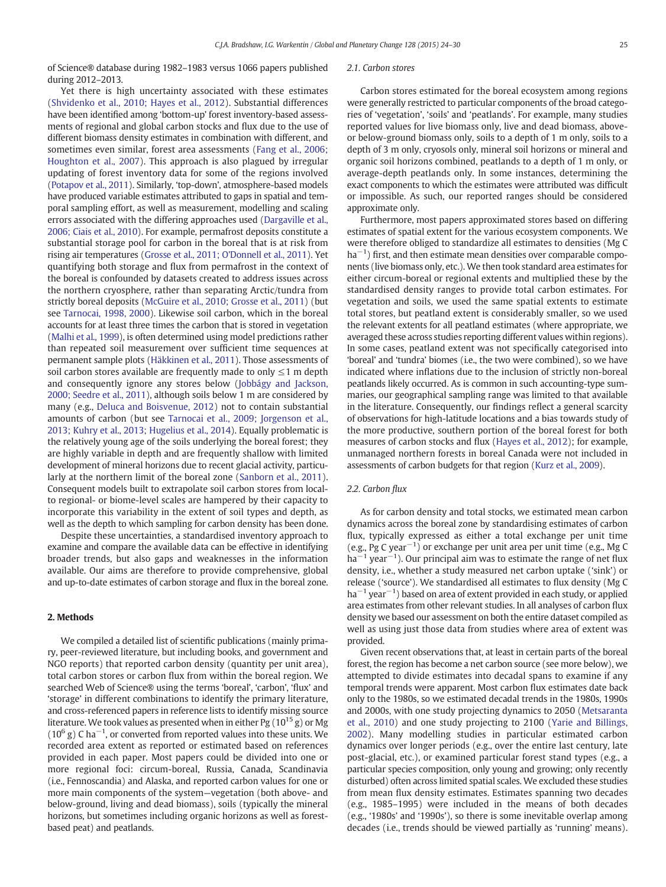of Science® database during 1982–1983 versus 1066 papers published during 2012–2013.

Yet there is high uncertainty associated with these estimates (Shvidenko et al., 2010; Hayes et al., 2012). Substantial differences have been identified among 'bottom-up' forest inventory-based assessments of regional and global carbon stocks and flux due to the use of different biomass density estimates in combination with different, and sometimes even similar, forest area assessments (Fang et al., 2006; Houghton et al., 2007). This approach is also plagued by irregular updating of forest inventory data for some of the regions involved (Potapov et al., 2011). Similarly, 'top-down', atmosphere-based models have produced variable estimates attributed to gaps in spatial and temporal sampling effort, as well as measurement, modelling and scaling errors associated with the differing approaches used (Dargaville et al., 2006; Ciais et al., 2010). For example, permafrost deposits constitute a substantial storage pool for carbon in the boreal that is at risk from rising air temperatures (Grosse et al., 2011; O'Donnell et al., 2011). Yet quantifying both storage and flux from permafrost in the context of the boreal is confounded by datasets created to address issues across the northern cryosphere, rather than separating Arctic/tundra from strictly boreal deposits (McGuire et al., 2010; Grosse et al., 2011) (but see Tarnocai, 1998, 2000). Likewise soil carbon, which in the boreal accounts for at least three times the carbon that is stored in vegetation (Malhi et al., 1999), is often determined using model predictions rather than repeated soil measurement over sufficient time sequences at permanent sample plots (Häkkinen et al., 2011). Those assessments of soil carbon stores available are frequently made to only ≤1 m depth and consequently ignore any stores below (Jobbágy and Jackson, 2000; Seedre et al., 2011), although soils below 1 m are considered by many (e.g., Deluca and Boisvenue, 2012) not to contain substantial amounts of carbon (but see Tarnocai et al., 2009; Jorgenson et al., 2013; Kuhry et al., 2013; Hugelius et al., 2014). Equally problematic is the relatively young age of the soils underlying the boreal forest; they are highly variable in depth and are frequently shallow with limited development of mineral horizons due to recent glacial activity, particularly at the northern limit of the boreal zone (Sanborn et al., 2011). Consequent models built to extrapolate soil carbon stores from local- to regional- or biome-level scales are hampered by their capacity to incorporate this variability in the extent of soil types and depth, as well as the depth to which sampling for carbon density has been done.

Despite these uncertainties, a standardised inventory approach to examine and compare the available data can be effective in identifying broader trends, but also gaps and weaknesses in the information available. Our aims are therefore to provide comprehensive, global and up-to-date estimates of carbon storage and flux in the boreal zone.

## 2. Methods

We compiled a detailed list of scientific publications (mainly primary, peer-reviewed literature, but including books, and government and NGO reports) that reported carbon density (quantity per unit area), total carbon stores or carbon flux from within the boreal region. We searched Web of Science® using the terms 'boreal', 'carbon', 'flux' and 'storage' in different combinations to identify the primary literature, and cross-referenced papers in reference lists to identify missing source literature. We took values as presented when in either Pg ($10^{15}$ g) or Mg ($10^{6}$ g) C ha$^{-1}$, or converted from reported values into these units. We recorded area extent as reported or estimated based on references provided in each paper. Most papers could be divided into one or more regional foci: circum-boreal, Russia, Canada, Scandinavia (i.e., Fennoscandia) and Alaska, and reported carbon values for one or more main components of the system—vegetation (both above- and below-ground, living and dead biomass), soils (typically the mineral horizons, but sometimes including organic horizons as well as forest-based peat) and peatlands.

### 2.1. Carbon stores

Carbon stores estimated for the boreal ecosystem among regions were generally restricted to particular components of the broad categories of 'vegetation', 'soils' and 'peatlands'. For example, many studies reported values for live biomass only, live and dead biomass, above- or below-ground biomass only, soils to a depth of 1 m only, soils to a depth of 3 m only, cryosols only, mineral soil horizons or mineral and organic soil horizons combined, peatlands to a depth of 1 m only, or average-depth peatlands only. In some instances, determining the exact components to which the estimates were attributed was difficult or impossible. As such, our reported ranges should be considered approximate only.

Furthermore, most papers approximated stores based on differing estimates of spatial extent for the various ecosystem components. We were therefore obliged to standardize all estimates to densities (Mg C ha$^{-1}$) first, and then estimate mean densities over comparable components (live biomass only, etc.). We then took standard area estimates for either circum-boreal or regional extents and multiplied these by the standardised density ranges to provide total carbon estimates. For vegetation and soils, we used the same spatial extents to estimate total stores, but peatland extent is considerably smaller, so we used the relevant extents for all peatland estimates (where appropriate, we averaged these across studies reporting different values within regions). In some cases, peatland extent was not specifically categorised into 'boreal' and 'tundra' biomes (i.e., the two were combined), so we have indicated where inflations due to the inclusion of strictly non-boreal peatlands likely occurred. As is common in such accounting-type summaries, our geographical sampling range was limited to that available in the literature. Consequently, our findings reflect a general scarcity of observations for high-latitude locations and a bias towards study of the more productive, southern portion of the boreal forest for both measures of carbon stocks and flux (Hayes et al., 2012); for example, unmanaged northern forests in boreal Canada were not included in assessments of carbon budgets for that region (Kurz et al., 2009).

### 2.2. Carbon flux

As for carbon density and total stocks, we estimated mean carbon dynamics across the boreal zone by standardising estimates of carbon flux, typically expressed as either a total exchange per unit time (e.g., Pg C year$^{-1}$) or exchange per unit area per unit time (e.g., Mg C ha$^{-1}$ year$^{-1}$). Our principal aim was to estimate the range of net flux density, i.e., whether a study measured net carbon uptake ('sink') or release ('source'). We standardised all estimates to flux density (Mg C ha$^{-1}$ year$^{-1}$) based on area of extent provided in each study, or applied area estimates from other relevant studies. In all analyses of carbon flux density we based our assessment on both the entire dataset compiled as well as using just those data from studies where area of extent was provided.

Given recent observations that, at least in certain parts of the boreal forest, the region has become a net carbon source (see more below), we attempted to divide estimates into decadal spans to examine if any temporal trends were apparent. Most carbon flux estimates date back only to the 1980s, so we estimated decadal trends in the 1980s, 1990s and 2000s, with one study projecting dynamics to 2050 (Metsaranta et al., 2010) and one study projecting to 2100 (Yarie and Billings, 2002). Many modelling studies in particular estimated carbon dynamics over longer periods (e.g., over the entire last century, late post-glacial, etc.), or examined particular forest stand types (e.g., a particular species composition, only young and growing; only recently disturbed) often across limited spatial scales. We excluded these studies from mean flux density estimates. Estimates spanning two decades (e.g., 1985–1995) were included in the means of both decades (e.g., '1980s' and '1990s'), so there is some inevitable overlap among decades (i.e., trends should be viewed partially as 'running' means).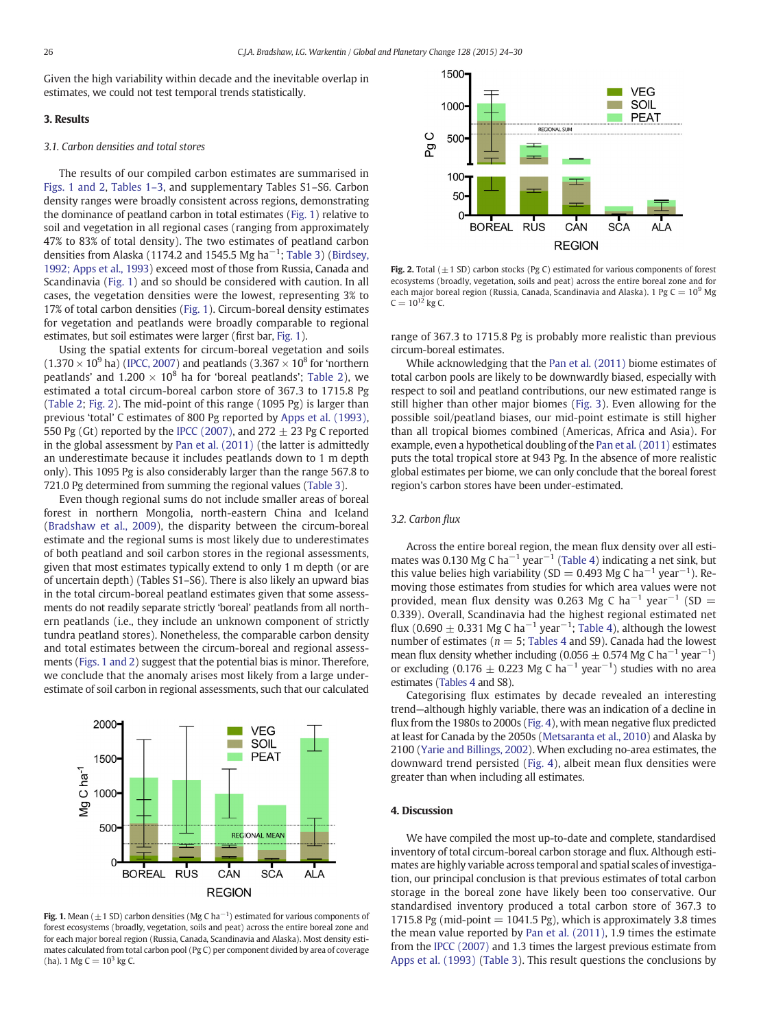Given the high variability within decade and the inevitable overlap in estimates, we could not test temporal trends statistically.

## 3. Results

### 3.1. Carbon densities and total stores

The results of our compiled carbon estimates are summarised in Figs. 1 and 2, Tables 1–3, and supplementary Tables S1–S6. Carbon density ranges were broadly consistent across regions, demonstrating the dominance of peatland carbon in total estimates (Fig. 1) relative to soil and vegetation in all regional cases (ranging from approximately 47% to 83% of total density). The two estimates of peatland carbon densities from Alaska (1174.2 and 1545.5 Mg $\mathrm{ha^{-1}}$; Table 3) (Birdsey, 1992; Apps et al., 1993) exceed most of those from Russia, Canada and Scandinavia (Fig. 1) and so should be considered with caution. In all cases, the vegetation densities were the lowest, representing 3% to 17% of total carbon densities (Fig. 1). Circum-boreal density estimates for vegetation and peatlands were broadly comparable to regional estimates, but soil estimates were larger (first bar, Fig. 1).

Using the spatial extents for circum-boreal vegetation and soils ($1.370 \times 10^9$ ha) (IPCC, 2007) and peatlands ($3.367 \times 10^8$ for 'northern peatlands' and $1.200 \times 10^8$ ha for 'boreal peatlands'; Table 2), we estimated a total circum-boreal carbon store of 367.3 to 1715.8 Pg (Table 2; Fig. 2). The mid-point of this range (1095 Pg) is larger than previous 'total' C estimates of 800 Pg reported by Apps et al. (1993), 550 Pg (Gt) reported by the IPCC (2007), and 272 ± 23 Pg C reported in the global assessment by Pan et al. (2011) (the latter is admittedly an underestimate because it includes peatlands down to 1 m depth only). This 1095 Pg is also considerably larger than the range 567.8 to 721.0 Pg determined from summing the regional values (Table 3).

Even though regional sums do not include smaller areas of boreal forest in northern Mongolia, north-eastern China and Iceland (Bradshaw et al., 2009), the disparity between the circum-boreal estimate and the regional sums is most likely due to underestimates of both peatland and soil carbon stores in the regional assessments, given that most estimates typically extend to only 1 m depth (or are of uncertain depth) (Tables S1–S6). There is also likely an upward bias in the total circum-boreal peatland estimates given that some assessments do not readily separate strictly 'boreal' peatlands from all northern peatlands (i.e., they include an unknown component of strictly tundra peatland stores). Nonetheless, the comparable carbon density and total estimates between the circum-boreal and regional assessments (Figs. 1 and 2) suggest that the potential bias is minor. Therefore, we conclude that the anomaly arises most likely from a large underestimate of soil carbon in regional assessments, such that our calculated

**Fig. 1.** Mean (±1 SD) carbon densities (Mg C $\mathrm{ha^{-1}}$) estimated for various components of forest ecosystems (broadly, vegetation, soils and peat) across the entire boreal zone and for each major boreal region (Russia, Canada, Scandinavia and Alaska). Most density estimates calculated from total carbon pool (Pg C) per component divided by area of coverage (ha). 1 Mg C = $10^3$ kg C.

**Fig. 2.** Total (±1 SD) carbon stocks (Pg C) estimated for various components of forest ecosystems (broadly, vegetation, soils and peat) across the entire boreal zone and for each major boreal region (Russia, Canada, Scandinavia and Alaska). 1 Pg C = $10^9$ Mg C = $10^{12}$ kg C.

range of 367.3 to 1715.8 Pg is probably more realistic than previous circum-boreal estimates.

While acknowledging that the Pan et al. (2011) biome estimates of total carbon pools are likely to be downwardly biased, especially with respect to soil and peatland contributions, our new estimated range is still higher than other major biomes (Fig. 3). Even allowing for the possible soil/peatland biases, our mid-point estimate is still higher than all tropical biomes combined (Americas, Africa and Asia). For example, even a hypothetical doubling of the Pan et al. (2011) estimates puts the total tropical store at 943 Pg. In the absence of more realistic global estimates per biome, we can only conclude that the boreal forest region's carbon stores have been under-estimated.

### 3.2. Carbon flux

Across the entire boreal region, the mean flux density over all estimates was 0.130 Mg C $\mathrm{ha^{-1}\ year^{-1}}$ (Table 4) indicating a net sink, but this value belies high variability (SD = 0.493 Mg C $\mathrm{ha^{-1}\ year^{-1}}$). Removing those estimates from studies for which area values were not provided, mean flux density was 0.263 Mg C $\mathrm{ha^{-1}\ year^{-1}}$ (SD = 0.339). Overall, Scandinavia had the highest regional estimated net flux (0.690 ± 0.331 Mg C $\mathrm{ha^{-1}\ year^{-1}}$; Table 4), although the lowest number of estimates ($n = 5$; Tables 4 and S9). Canada had the lowest mean flux density whether including (0.056 ± 0.574 Mg C $\mathrm{ha^{-1}\ year^{-1}}$) or excluding (0.176 ± 0.223 Mg C $\mathrm{ha^{-1}\ year^{-1}}$) studies with no area estimates (Tables 4 and S8).

Categorising flux estimates by decade revealed an interesting trend—although highly variable, there was an indication of a decline in flux from the 1980s to 2000s (Fig. 4), with mean negative flux predicted at least for Canada by the 2050s (Metsaranta et al., 2010) and Alaska by 2100 (Yarie and Billings, 2002). When excluding no-area estimates, the downward trend persisted (Fig. 4), albeit mean flux densities were greater than when including all estimates.

## 4. Discussion

We have compiled the most up-to-date and complete, standardised inventory of total circum-boreal carbon storage and flux. Although estimates are highly variable across temporal and spatial scales of investigation, our principal conclusion is that previous estimates of total carbon storage in the boreal zone have likely been too conservative. Our standardised inventory produced a total carbon store of 367.3 to 1715.8 Pg (mid-point = 1041.5 Pg), which is approximately 3.8 times the mean value reported by Pan et al. (2011), 1.9 times the estimate from the IPCC (2007) and 1.3 times the largest previous estimate from Apps et al. (1993) (Table 3). This result questions the conclusions by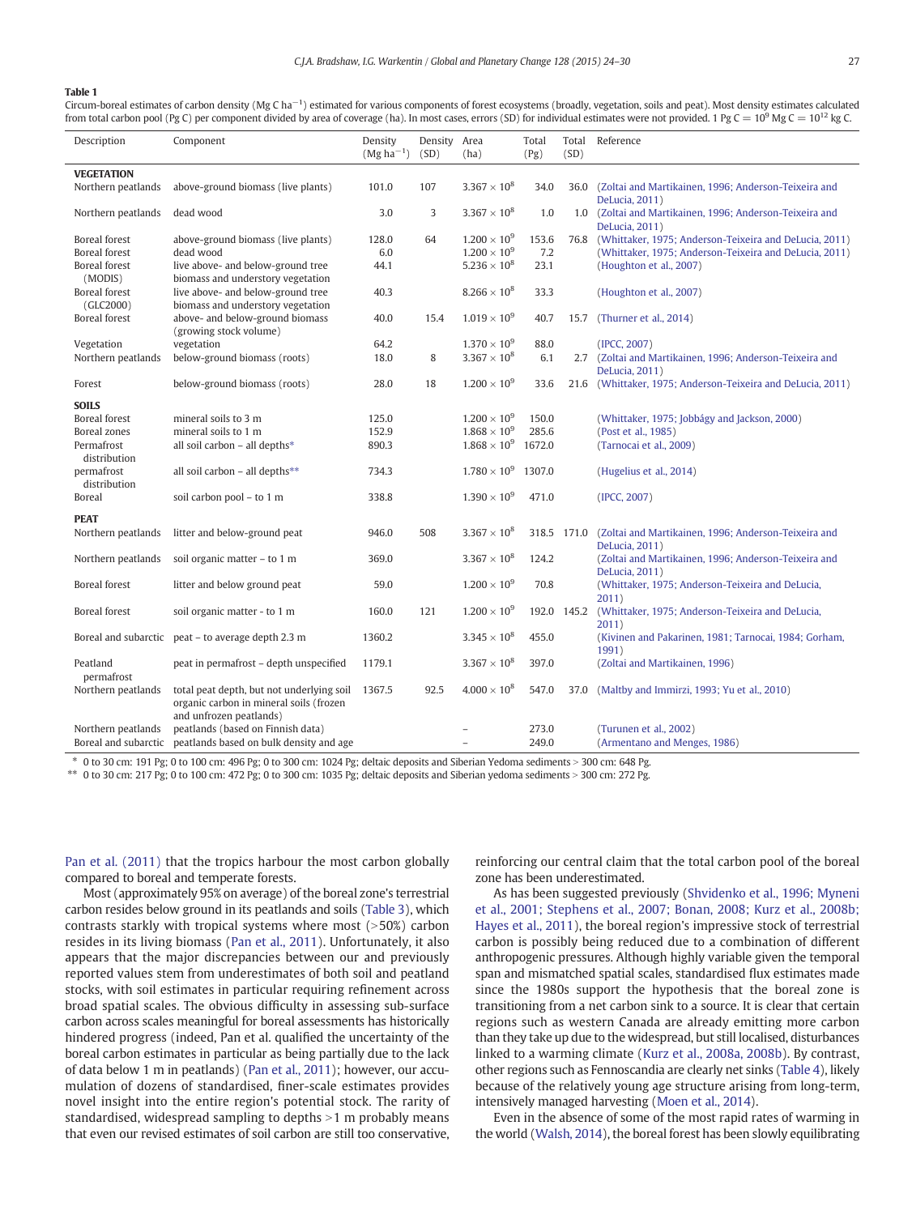**Table 1**

Circum-boreal estimates of carbon density (Mg C ha$^{-1}$) estimated for various components of forest ecosystems (broadly, vegetation, soils and peat). Most density estimates calculated from total carbon pool (Pg C) per component divided by area of coverage (ha). In most cases, errors (SD) for individual estimates were not provided. 1 Pg C = $10^9$ Mg C = $10^{12}$ kg C.

| Description | Component | Density (Mg ha$^{-1}$) | Density (SD) | Area (ha) | Total (Pg) | Total (SD) | Reference |
|---|---|---|---|---|---|---|---|
| **VEGETATION** | | | | | | | |
| Northern peatlands | above-ground biomass (live plants) | 101.0 | 107 | $3.367 \times 10^8$ | 34.0 | 36.0 | (Zoltai and Martikainen, 1996; Anderson-Teixeira and DeLucia, 2011) |
| Northern peatlands | dead wood | 3.0 | 3 | $3.367 \times 10^8$ | 1.0 | 1.0 | (Zoltai and Martikainen, 1996; Anderson-Teixeira and DeLucia, 2011) |
| Boreal forest | above-ground biomass (live plants) | 128.0 | 64 | $1.200 \times 10^9$ | 153.6 | 76.8 | (Whittaker, 1975; Anderson-Teixeira and DeLucia, 2011) |
| Boreal forest | dead wood | 6.0 | | $1.200 \times 10^9$ | 7.2 | | (Whittaker, 1975; Anderson-Teixeira and DeLucia, 2011) |
| Boreal forest (MODIS) | live above- and below-ground tree biomass and understory vegetation | 44.1 | | $5.236 \times 10^8$ | 23.1 | | (Houghton et al., 2007) |
| Boreal forest (GLC2000) | live above- and below-ground tree biomass and understory vegetation | 40.3 | | $8.266 \times 10^8$ | 33.3 | | (Houghton et al., 2007) |
| Boreal forest | above- and below-ground biomass (growing stock volume) | 40.0 | 15.4 | $1.019 \times 10^9$ | 40.7 | 15.7 | (Thurner et al., 2014) |
| Vegetation | vegetation | 64.2 | | $1.370 \times 10^9$ | 88.0 | | (IPCC, 2007) |
| Northern peatlands | below-ground biomass (roots) | 18.0 | 8 | $3.367 \times 10^8$ | 6.1 | 2.7 | (Zoltai and Martikainen, 1996; Anderson-Teixeira and DeLucia, 2011) |
| Forest | below-ground biomass (roots) | 28.0 | 18 | $1.200 \times 10^9$ | 33.6 | 21.6 | (Whittaker, 1975; Anderson-Teixeira and DeLucia, 2011) |
| **SOILS** | | | | | | | |
| Boreal forest | mineral soils to 3 m | 125.0 | | $1.200 \times 10^9$ | 150.0 | | (Whittaker, 1975; Jobbágy and Jackson, 2000) |
| Boreal zones | mineral soils to 1 m | 152.9 | | $1.868 \times 10^9$ | 285.6 | | (Post et al., 1985) |
| Permafrost distribution | all soil carbon – all depths* | 890.3 | | $1.868 \times 10^9$ | 1672.0 | | (Tarnocai et al., 2009) |
| permafrost distribution | all soil carbon – all depths** | 734.3 | | $1.780 \times 10^9$ | 1307.0 | | (Hugelius et al., 2014) |
| Boreal | soil carbon pool – to 1 m | 338.8 | | $1.390 \times 10^9$ | 471.0 | | (IPCC, 2007) |
| **PEAT** | | | | | | | |
| Northern peatlands | litter and below-ground peat | 946.0 | 508 | $3.367 \times 10^8$ | 318.5 | 171.0 | (Zoltai and Martikainen, 1996; Anderson-Teixeira and DeLucia, 2011) |
| Northern peatlands | soil organic matter – to 1 m | 369.0 | | $3.367 \times 10^8$ | 124.2 | | (Zoltai and Martikainen, 1996; Anderson-Teixeira and DeLucia, 2011) |
| Boreal forest | litter and below ground peat | 59.0 | | $1.200 \times 10^9$ | 70.8 | | (Whittaker, 1975; Anderson-Teixeira and DeLucia, 2011) |
| Boreal forest | soil organic matter - to 1 m | 160.0 | 121 | $1.200 \times 10^9$ | 192.0 | 145.2 | (Whittaker, 1975; Anderson-Teixeira and DeLucia, 2011) |
| Boreal and subarctic | peat – to average depth 2.3 m | 1360.2 | | $3.345 \times 10^8$ | 455.0 | | (Kivinen and Pakarinen, 1981; Tarnocai, 1984; Gorham, 1991) |
| Peatland permafrost | peat in permafrost – depth unspecified | 1179.1 | | $3.367 \times 10^8$ | 397.0 | | (Zoltai and Martikainen, 1996) |
| Northern peatlands | total peat depth, but not underlying soil organic carbon in mineral soils (frozen and unfrozen peatlands) | 1367.5 | 92.5 | $4.000 \times 10^8$ | 547.0 | 37.0 | (Maltby and Immirzi, 1993; Yu et al., 2010) |
| Northern peatlands | peatlands (based on Finnish data) | | | – | 273.0 | | (Turunen et al., 2002) |
| Boreal and subarctic | peatlands based on bulk density and age | | | – | 249.0 | | (Armentano and Menges, 1986) |

\* 0 to 30 cm: 191 Pg; 0 to 100 cm: 496 Pg; 0 to 300 cm: 1024 Pg; deltaic deposits and Siberian Yedoma sediments > 300 cm: 648 Pg.

\*\* 0 to 30 cm: 217 Pg; 0 to 100 cm: 472 Pg; 0 to 300 cm: 1035 Pg; deltaic deposits and Siberian yedoma sediments > 300 cm: 272 Pg.

Pan et al. (2011) that the tropics harbour the most carbon globally compared to boreal and temperate forests.

Most (approximately 95% on average) of the boreal zone's terrestrial carbon resides below ground in its peatlands and soils (Table 3), which contrasts starkly with tropical systems where most (>50%) carbon resides in its living biomass (Pan et al., 2011). Unfortunately, it also appears that the major discrepancies between our and previously reported values stem from underestimates of both soil and peatland stocks, with soil estimates in particular requiring refinement across broad spatial scales. The obvious difficulty in assessing sub-surface carbon across scales meaningful for boreal assessments has historically hindered progress (indeed, Pan et al. qualified the uncertainty of the boreal carbon estimates in particular as being partially due to the lack of data below 1 m in peatlands) (Pan et al., 2011); however, our accumulation of dozens of standardised, finer-scale estimates provides novel insight into the entire region's potential stock. The rarity of standardised, widespread sampling to depths >1 m probably means that even our revised estimates of soil carbon are still too conservative, reinforcing our central claim that the total carbon pool of the boreal zone has been underestimated.

As has been suggested previously (Shvidenko et al., 1996; Myneni et al., 2001; Stephens et al., 2007; Bonan, 2008; Kurz et al., 2008b; Hayes et al., 2011), the boreal region's impressive stock of terrestrial carbon is possibly being reduced due to a combination of different anthropogenic pressures. Although highly variable given the temporal span and mismatched spatial scales, standardised flux estimates made since the 1980s support the hypothesis that the boreal zone is transitioning from a net carbon sink to a source. It is clear that certain regions such as western Canada are already emitting more carbon than they take up due to the widespread, but still localised, disturbances linked to a warming climate (Kurz et al., 2008a, 2008b). By contrast, other regions such as Fennoscandia are clearly net sinks (Table 4), likely because of the relatively young age structure arising from long-term, intensively managed harvesting (Moen et al., 2014).

Even in the absence of some of the most rapid rates of warming in the world (Walsh, 2014), the boreal forest has been slowly equilibrating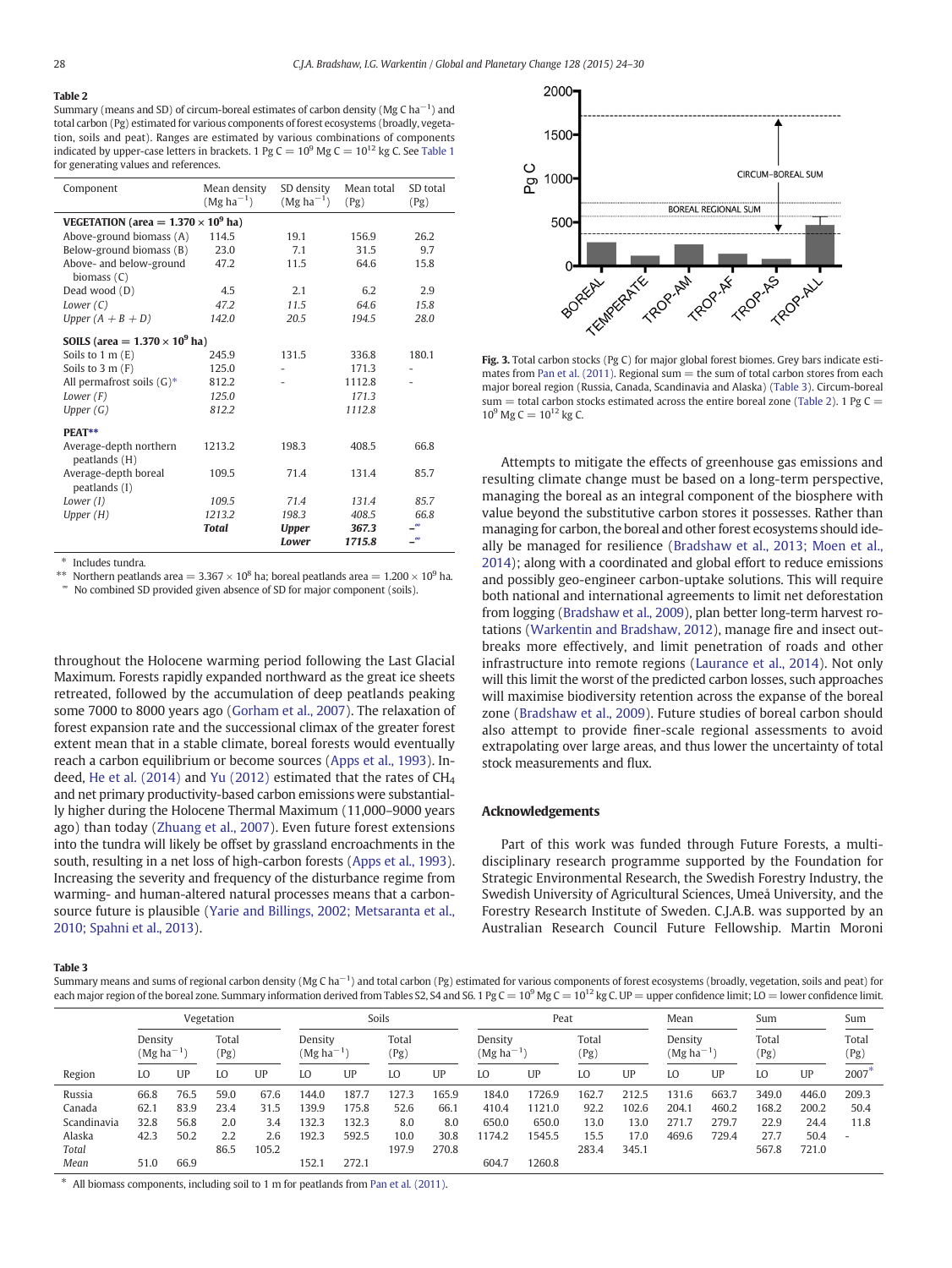**Table 2**
Summary (means and SD) of circum-boreal estimates of carbon density (Mg C ha$^{-1}$) and total carbon (Pg) estimated for various components of forest ecosystems (broadly, vegetation, soils and peat). Ranges are estimated by various combinations of components indicated by upper-case letters in brackets. 1 Pg C = $10^9$ Mg C = $10^{12}$ kg C. See Table 1 for generating values and references.

| Component | Mean density (Mg ha$^{-1}$) | SD density (Mg ha$^{-1}$) | Mean total (Pg) | SD total (Pg) |
|---|---|---|---|---|
| **VEGETATION (area = 1.370 × $10^9$ ha)** | | | | |
| Above-ground biomass (A) | 114.5 | 19.1 | 156.9 | 26.2 |
| Below-ground biomass (B) | 23.0 | 7.1 | 31.5 | 9.7 |
| Above- and below-ground biomass (C) | 47.2 | 11.5 | 64.6 | 15.8 |
| Dead wood (D) | 4.5 | 2.1 | 6.2 | 2.9 |
| *Lower (C)* | *47.2* | *11.5* | *64.6* | *15.8* |
| *Upper (A + B + D)* | *142.0* | *20.5* | *194.5* | *28.0* |
| **SOILS (area = 1.370 × $10^9$ ha)** | | | | |
| Soils to 1 m (E) | 245.9 | 131.5 | 336.8 | 180.1 |
| Soils to 3 m (F) | 125.0 | - | 171.3 | - |
| All permafrost soils (G)* | 812.2 | - | 1112.8 | - |
| *Lower (F)* | *125.0* | | *171.3* | |
| *Upper (G)* | *812.2* | | *1112.8* | |
| **PEAT**** | | | | |
| Average-depth northern peatlands (H) | 1213.2 | 198.3 | 408.5 | 66.8 |
| Average-depth boreal peatlands (I) | 109.5 | 71.4 | 131.4 | 85.7 |
| *Lower (I)* | *109.5* | *71.4* | *131.4* | *85.7* |
| *Upper (H)* | *1213.2* | *198.3* | *408.5* | *66.8* |
| | ***Total*** | ***Upper*** | **367.3** | –$^{\infty}$ |
| | | ***Lower*** | **1715.8** | –$^{\infty}$ |

\* Includes tundra.
\** Northern peatlands area = 3.367 × $10^8$ ha; boreal peatlands area = 1.200 × $10^9$ ha.
$^{\infty}$ No combined SD provided given absence of SD for major component (soils).

throughout the Holocene warming period following the Last Glacial Maximum. Forests rapidly expanded northward as the great ice sheets retreated, followed by the accumulation of deep peatlands peaking some 7000 to 8000 years ago (Gorham et al., 2007). The relaxation of forest expansion rate and the successional climax of the greater forest extent mean that in a stable climate, boreal forests would eventually reach a carbon equilibrium or become sources (Apps et al., 1993). Indeed, He et al. (2014) and Yu (2012) estimated that the rates of $CH_4$ and net primary productivity-based carbon emissions were substantially higher during the Holocene Thermal Maximum (11,000–9000 years ago) than today (Zhuang et al., 2007). Even future forest extensions into the tundra will likely be offset by grassland encroachments in the south, resulting in a net loss of high-carbon forests (Apps et al., 1993). Increasing the severity and frequency of the disturbance regime from warming- and human-altered natural processes means that a carbon-source future is plausible (Yarie and Billings, 2002; Metsaranta et al., 2010; Spahni et al., 2013).

Fig. 3. Total carbon stocks (Pg C) for major global forest biomes. Grey bars indicate estimates from Pan et al. (2011). Regional sum = the sum of total carbon stores from each major boreal region (Russia, Canada, Scandinavia and Alaska) (Table 3). Circum-boreal sum = total carbon stocks estimated across the entire boreal zone (Table 2). 1 Pg C = $10^9$ Mg C = $10^{12}$ kg C.

Attempts to mitigate the effects of greenhouse gas emissions and resulting climate change must be based on a long-term perspective, managing the boreal as an integral component of the biosphere with value beyond the substitutive carbon stores it possesses. Rather than managing for carbon, the boreal and other forest ecosystems should ideally be managed for resilience (Bradshaw et al., 2013; Moen et al., 2014); along with a coordinated and global effort to reduce emissions and possibly geo-engineer carbon-uptake solutions. This will require both national and international agreements to limit net deforestation from logging (Bradshaw et al., 2009), plan better long-term harvest rotations (Warkentin and Bradshaw, 2012), manage fire and insect outbreaks more effectively, and limit penetration of roads and other infrastructure into remote regions (Laurance et al., 2014). Not only will this limit the worst of the predicted carbon losses, such approaches will maximise biodiversity retention across the expanse of the boreal zone (Bradshaw et al., 2009). Future studies of boreal carbon should also attempt to provide finer-scale regional assessments to avoid extrapolating over large areas, and thus lower the uncertainty of total stock measurements and flux.

## Acknowledgements

Part of this work was funded through Future Forests, a multidisciplinary research programme supported by the Foundation for Strategic Environmental Research, the Swedish Forestry Industry, the Swedish University of Agricultural Sciences, Umeå University, and the Forestry Research Institute of Sweden. C.J.A.B. was supported by an Australian Research Council Future Fellowship. Martin Moroni

**Table 3**
Summary means and sums of regional carbon density (Mg C ha$^{-1}$) and total carbon (Pg) estimated for various components of forest ecosystems (broadly, vegetation, soils and peat) for each major region of the boreal zone. Summary information derived from Tables S2, S4 and S6. 1 Pg C = $10^9$ Mg C = $10^{12}$ kg C. UP = upper confidence limit; LO = lower confidence limit.

| Region | Vegetation | | | | Soils | | | | Peat | | | | Mean | | Sum | | Sum |
|---|---|---|---|---|---|---|---|---|---|---|---|---|---|---|---|---|---|
| | Density (Mg ha$^{-1}$) | | Total (Pg) | | Density (Mg ha$^{-1}$) | | Total (Pg) | | Density (Mg ha$^{-1}$) | | Total (Pg) | | Density (Mg ha$^{-1}$) | | Total (Pg) | | Total (Pg) |
| | LO | UP | LO | UP | LO | UP | LO | UP | LO | UP | LO | UP | LO | UP | LO | UP | 2007* |
| Russia | 66.8 | 76.5 | 59.0 | 67.6 | 144.0 | 187.7 | 127.3 | 165.9 | 184.0 | 1726.9 | 162.7 | 212.5 | 131.6 | 663.7 | 349.0 | 446.0 | 209.3 |
| Canada | 62.1 | 83.9 | 23.4 | 31.5 | 139.9 | 175.8 | 52.6 | 66.1 | 410.4 | 1121.0 | 92.2 | 102.6 | 204.1 | 460.2 | 168.2 | 200.2 | 50.4 |
| Scandinavia | 32.8 | 56.8 | 2.0 | 3.4 | 132.3 | 132.3 | 8.0 | 8.0 | 650.0 | 650.0 | 13.0 | 13.0 | 271.7 | 279.7 | 22.9 | 24.4 | 11.8 |
| Alaska | 42.3 | 50.2 | 2.2 | 2.6 | 192.3 | 592.5 | 10.0 | 30.8 | 1174.2 | 1545.5 | 15.5 | 17.0 | 469.6 | 729.4 | 27.7 | 50.4 | - |
| *Total* | | | 86.5 | 105.2 | | | 197.9 | 270.8 | | | 283.4 | 345.1 | | | 567.8 | 721.0 | |
| *Mean* | 51.0 | 66.9 | | | 152.1 | 272.1 | | | 604.7 | 1260.8 | | | | | | | |

\* All biomass components, including soil to 1 m for peatlands from Pan et al. (2011).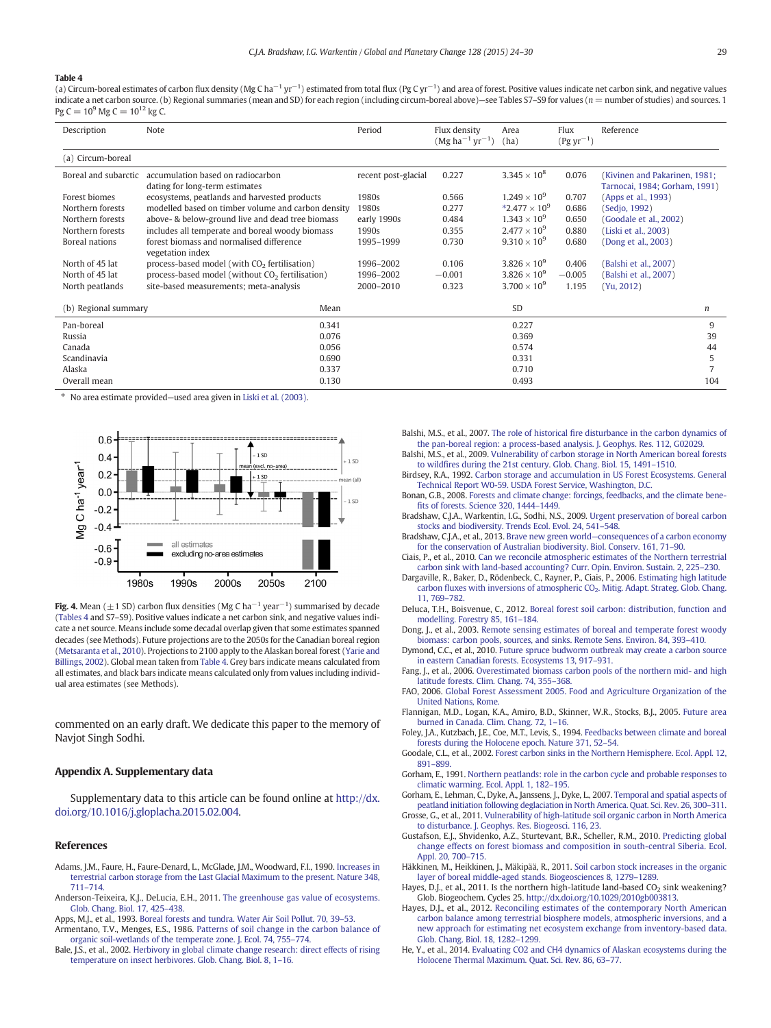**Table 4**

(a) Circum-boreal estimates of carbon flux density (Mg C $ha^{-1}$ $yr^{-1}$) estimated from total flux (Pg C $yr^{-1}$) and area of forest. Positive values indicate net carbon sink, and negative values indicate a net carbon source. (b) Regional summaries (mean and SD) for each region (including circum-boreal above)—see Tables S7–S9 for values ($n$ = number of studies) and sources. 1 Pg C = $10^9$ Mg C = $10^{12}$ kg C.

| Description | Note | Period | Flux density (Mg $ha^{-1}$ $yr^{-1}$) | Area (ha) | Flux (Pg $yr^{-1}$) | Reference |
|---|---|---|---|---|---|---|
| (a) Circum-boreal | | | | | | |
| Boreal and subarctic | accumulation based on radiocarbon dating for long-term estimates | recent post-glacial | 0.227 | $3.345 \times 10^8$ | 0.076 | (Kivinen and Pakarinen, 1981; Tarnocai, 1984; Gorham, 1991) |
| Forest biomes | ecosystems, peatlands and harvested products | 1980s | 0.566 | $1.249 \times 10^9$ | 0.707 | (Apps et al., 1993) |
| Northern forests | modelled based on timber volume and carbon density | 1980s | 0.277 | $^*2.477 \times 10^9$ | 0.686 | (Sedjo, 1992) |
| Northern forests | above- & below-ground live and dead tree biomass | early 1990s | 0.484 | $1.343 \times 10^9$ | 0.650 | (Goodale et al., 2002) |
| Northern forests | includes all temperate and boreal woody biomass | 1990s | 0.355 | $2.477 \times 10^9$ | 0.880 | (Liski et al., 2003) |
| Boreal nations | forest biomass and normalised difference vegetation index | 1995–1999 | 0.730 | $9.310 \times 10^9$ | 0.680 | (Dong et al., 2003) |
| North of 45 lat | process-based model (with $CO_2$ fertilisation) | 1996–2002 | 0.106 | $3.826 \times 10^9$ | 0.406 | (Balshi et al., 2007) |
| North of 45 lat | process-based model (without $CO_2$ fertilisation) | 1996–2002 | −0.001 | $3.826 \times 10^9$ | −0.005 | (Balshi et al., 2007) |
| North peatlands | site-based measurements; meta-analysis | 2000–2010 | 0.323 | $3.700 \times 10^9$ | 1.195 | (Yu, 2012) |

| (b) Regional summary | Mean | SD | $n$ |
|---|---|---|---|
| Pan-boreal | 0.341 | 0.227 | 9 |
| Russia | 0.076 | 0.369 | 39 |
| Canada | 0.056 | 0.574 | 44 |
| Scandinavia | 0.690 | 0.331 | 5 |
| Alaska | 0.337 | 0.710 | 7 |
| Overall mean | 0.130 | 0.493 | 104 |

\* No area estimate provided—used area given in Liski et al. (2003).

**Fig. 4.** Mean (±1 SD) carbon flux densities (Mg C $ha^{-1}$ $year^{-1}$) summarised by decade (Tables 4 and S7–S9). Positive values indicate a net carbon sink, and negative values indicate a net source. Means include some decadal overlap given that some estimates spanned decades (see Methods). Future projections are to the 2050s for the Canadian boreal region (Metsaranta et al., 2010). Projections to 2100 apply to the Alaskan boreal forest (Yarie and Billings, 2002). Global mean taken from Table 4. Grey bars indicate means calculated from all estimates, and black bars indicate means calculated only from values including individual area estimates (see Methods).

commented on an early draft. We dedicate this paper to the memory of Navjot Singh Sodhi.

## Appendix A. Supplementary data

Supplementary data to this article can be found online at http://dx.doi.org/10.1016/j.gloplacha.2015.02.004.

## References

Adams, J.M., Faure, H., Faure-Denard, L., McGlade, J.M., Woodward, F.I., 1990. Increases in terrestrial carbon storage from the Last Glacial Maximum to the present. Nature 348, 711–714.

Anderson-Teixeira, K.J., DeLucia, E.H., 2011. The greenhouse gas value of ecosystems. Glob. Chang. Biol. 17, 425–438.

Apps, M.J., et al., 1993. Boreal forests and tundra. Water Air Soil Pollut. 70, 39–53.

Armentano, T.V., Menges, E.S., 1986. Patterns of soil change in the carbon balance of organic soil-wetlands of the temperate zone. J. Ecol. 74, 755–774.

Bale, J.S., et al., 2002. Herbivory in global climate change research: direct effects of rising temperature on insect herbivores. Glob. Chang. Biol. 8, 1–16.

Balshi, M.S., et al., 2007. The role of historical fire disturbance in the carbon dynamics of the pan-boreal region: a process-based analysis. J. Geophys. Res. 112, G02029.

Balshi, M.S., et al., 2009. Vulnerability of carbon storage in North American boreal forests to wildfires during the 21st century. Glob. Chang. Biol. 15, 1491–1510.

Birdsey, R.A., 1992. Carbon storage and accumulation in US Forest Ecosystems. General Technical Report W0-59. USDA Forest Service, Washington, D.C.

Bonan, G.B., 2008. Forests and climate change: forcings, feedbacks, and the climate benefits of forests. Science 320, 1444–1449.

Bradshaw, C.J.A., Warkentin, I.G., Sodhi, N.S., 2009. Urgent preservation of boreal carbon stocks and biodiversity. Trends Ecol. Evol. 24, 541–548.

Bradshaw, C.J.A., et al., 2013. Brave new green world—consequences of a carbon economy for the conservation of Australian biodiversity. Biol. Conserv. 161, 71–90.

Ciais, P., et al., 2010. Can we reconcile atmospheric estimates of the Northern terrestrial carbon sink with land-based accounting? Curr. Opin. Environ. Sustain. 2, 225–230.

Dargaville, R., Baker, D., Rödenbeck, C., Rayner, P., Ciais, P., 2006. Estimating high latitude carbon fluxes with inversions of atmospheric $CO_2$. Mitig. Adapt. Strateg. Glob. Chang. 11, 769–782.

Deluca, T.H., Boisvenue, C., 2012. Boreal forest soil carbon: distribution, function and modelling. Forestry 85, 161–184.

Dong, J., et al., 2003. Remote sensing estimates of boreal and temperate forest woody biomass: carbon pools, sources, and sinks. Remote Sens. Environ. 84, 393–410.

Dymond, C.C., et al., 2010. Future spruce budworm outbreak may create a carbon source in eastern Canadian forests. Ecosystems 13, 917–931.

Fang, J., et al., 2006. Overestimated biomass carbon pools of the northern mid- and high latitude forests. Clim. Chang. 74, 355–368.

FAO, 2006. Global Forest Assessment 2005. Food and Agriculture Organization of the United Nations, Rome.

Flannigan, M.D., Logan, K.A., Amiro, B.D., Skinner, W.R., Stocks, B.J., 2005. Future area burned in Canada. Clim. Chang. 72, 1–16.

Foley, J.A., Kutzbach, J.E., Coe, M.T., Levis, S., 1994. Feedbacks between climate and boreal forests during the Holocene epoch. Nature 371, 52–54.

Goodale, C.L., et al., 2002. Forest carbon sinks in the Northern Hemisphere. Ecol. Appl. 12, 891–899.

Gorham, E., 1991. Northern peatlands: role in the carbon cycle and probable responses to climatic warming. Ecol. Appl. 1, 182–195.

Gorham, E., Lehman, C., Dyke, A., Janssens, J., Dyke, L., 2007. Temporal and spatial aspects of peatland initiation following deglaciation in North America. Quat. Sci. Rev. 26, 300–311.

Grosse, G., et al., 2011. Vulnerability of high-latitude soil organic carbon in North America to disturbance. J. Geophys. Res. Biogeosci. 116, 23.

Gustafson, E.J., Shvidenko, A.Z., Sturtevant, B.R., Scheller, R.M., 2010. Predicting global change effects on forest biomass and composition in south-central Siberia. Ecol. Appl. 20, 700–715.

Häkkinen, M., Heikkinen, J., Mäkipää, R., 2011. Soil carbon stock increases in the organic layer of boreal middle-aged stands. Biogeosciences 8, 1279–1289.

Hayes, D.J., et al., 2011. Is the northern high-latitude land-based $CO_2$ sink weakening? Glob. Biogeochem. Cycles 25. http://dx.doi.org/10.1029/2010gb003813.

Hayes, D.J., et al., 2012. Reconciling estimates of the contemporary North American carbon balance among terrestrial biosphere models, atmospheric inversions, and a new approach for estimating net ecosystem exchange from inventory-based data. Glob. Chang. Biol. 18, 1282–1299.

He, Y., et al., 2014. Evaluating CO2 and CH4 dynamics of Alaskan ecosystems during the Holocene Thermal Maximum. Quat. Sci. Rev. 86, 63–77.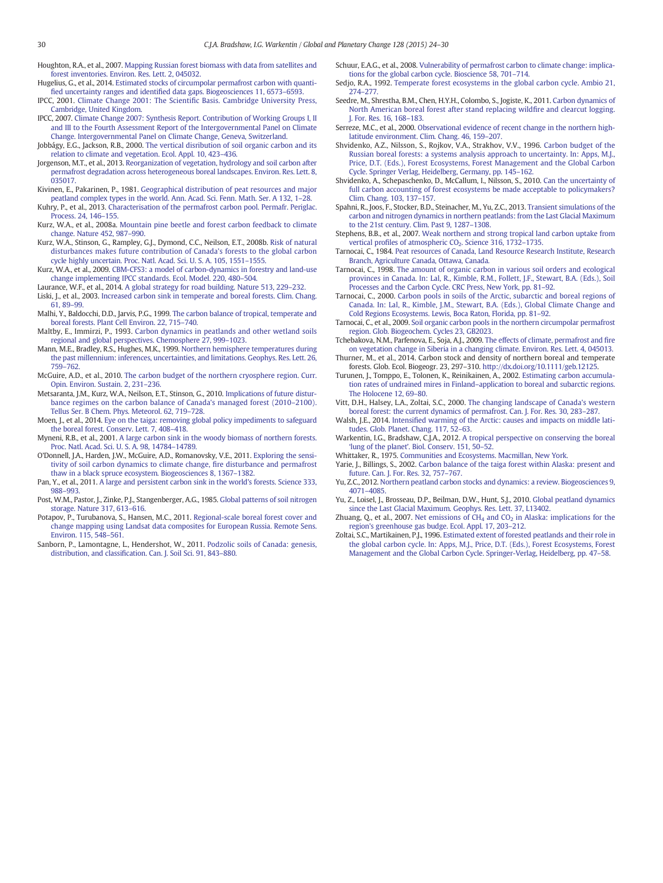Houghton, R.A., et al., 2007. Mapping Russian forest biomass with data from satellites and forest inventories. Environ. Res. Lett. 2, 045032.

Hugelius, G., et al., 2014. Estimated stocks of circumpolar permafrost carbon with quantified uncertainty ranges and identified data gaps. Biogeosciences 11, 6573–6593.

IPCC, 2001. Climate Change 2001: The Scientific Basis. Cambridge University Press, Cambridge, United Kingdom.

IPCC, 2007. Climate Change 2007: Synthesis Report. Contribution of Working Groups I, II and III to the Fourth Assessment Report of the Intergovernmental Panel on Climate Change. Intergovernmental Panel on Climate Change, Geneva, Switzerland.

Jobbágy, E.G., Jackson, R.B., 2000. The vertical disribution of soil organic carbon and its relation to climate and vegetation. Ecol. Appl. 10, 423–436.

Jorgenson, M.T., et al., 2013. Reorganization of vegetation, hydrology and soil carbon after permafrost degradation across heterogeneous boreal landscapes. Environ. Res. Lett. 8, 035017.

Kivinen, E., Pakarinen, P., 1981. Geographical distribution of peat resources and major peatland complex types in the world. Ann. Acad. Sci. Fenn. Math. Ser. A 132, 1–28.

Kuhry, P., et al., 2013. Characterisation of the permafrost carbon pool. Permafr. Periglac. Process. 24, 146–155.

Kurz, W.A., et al., 2008a. Mountain pine beetle and forest carbon feedback to climate change. Nature 452, 987–990.

Kurz, W.A., Stinson, G., Rampley, G.J., Dymond, C.C., Neilson, E.T., 2008b. Risk of natural disturbances makes future contribution of Canada's forests to the global carbon cycle highly uncertain. Proc. Natl. Acad. Sci. U. S. A. 105, 1551–1555.

Kurz, W.A., et al., 2009. CBM-CFS3: a model of carbon-dynamics in forestry and land-use change implementing IPCC standards. Ecol. Model. 220, 480–504.

Laurance, W.F., et al., 2014. A global strategy for road building. Nature 513, 229–232.

Liski, J., et al., 2003. Increased carbon sink in temperate and boreal forests. Clim. Chang. 61, 89–99.

Malhi, Y., Baldocchi, D.D., Jarvis, P.G., 1999. The carbon balance of tropical, temperate and boreal forests. Plant Cell Environ. 22, 715–740.

Maltby, E., Immirzi, P., 1993. Carbon dynamics in peatlands and other wetland soils regional and global perspectives. Chemosphere 27, 999–1023.

Mann, M.E., Bradley, R.S., Hughes, M.K., 1999. Northern hemisphere temperatures during the past millennium: inferences, uncertainties, and limitations. Geophys. Res. Lett. 26, 759–762.

McGuire, A.D., et al., 2010. The carbon budget of the northern cryosphere region. Curr. Opin. Environ. Sustain. 2, 231–236.

Metsaranta, J.M., Kurz, W.A., Neilson, E.T., Stinson, G., 2010. Implications of future disturbance regimes on the carbon balance of Canada's managed forest (2010–2100). Tellus Ser. B Chem. Phys. Meteorol. 62, 719–728.

Moen, J., et al., 2014. Eye on the taiga: removing global policy impediments to safeguard the boreal forest. Conserv. Lett. 7, 408–418.

Myneni, R.B., et al., 2001. A large carbon sink in the woody biomass of northern forests. Proc. Natl. Acad. Sci. U. S. A. 98, 14784–14789.

O'Donnell, J.A., Harden, J.W., McGuire, A.D., Romanovsky, V.E., 2011. Exploring the sensitivity of soil carbon dynamics to climate change, fire disturbance and permafrost thaw in a black spruce ecosystem. Biogeosciences 8, 1367–1382.

Pan, Y., et al., 2011. A large and persistent carbon sink in the world's forests. Science 333, 988–993.

Post, W.M., Pastor, J., Zinke, P.J., Stangenberger, A.G., 1985. Global patterns of soil nitrogen storage. Nature 317, 613–616.

Potapov, P., Turubanova, S., Hansen, M.C., 2011. Regional-scale boreal forest cover and change mapping using Landsat data composites for European Russia. Remote Sens. Environ. 115, 548–561.

Sanborn, P., Lamontagne, L., Hendershot, W., 2011. Podzolic soils of Canada: genesis, distribution, and classification. Can. J. Soil Sci. 91, 843–880.

Schuur, E.A.G., et al., 2008. Vulnerability of permafrost carbon to climate change: implications for the global carbon cycle. Bioscience 58, 701–714.

Sedjo, R.A., 1992. Temperate forest ecosystems in the global carbon cycle. Ambio 21, 274–277.

Seedre, M., Shrestha, B.M., Chen, H.Y.H., Colombo, S., Jogiste, K., 2011. Carbon dynamics of North American boreal forest after stand replacing wildfire and clearcut logging. J. For. Res. 16, 168–183.

Serreze, M.C., et al., 2000. Observational evidence of recent change in the northern high-latitude environment. Clim. Chang. 46, 159–207.

Shvidenko, A.Z., Nilsson, S., Rojkov, V.A., Strakhov, V.V., 1996. Carbon budget of the Russian boreal forests: a systems analysis approach to uncertainty. In: Apps, M.J., Price, D.T. (Eds.), Forest Ecosystems, Forest Management and the Global Carbon Cycle. Springer Verlag, Heidelberg, Germany, pp. 145–162.

Shvidenko, A., Schepaschenko, D., McCallum, I., Nilsson, S., 2010. Can the uncertainty of full carbon accounting of forest ecosystems be made acceptable to policymakers? Clim. Chang. 103, 137–157.

Spahni, R., Joos, F., Stocker, B.D., Steinacher, M., Yu, Z.C., 2013. Transient simulations of the carbon and nitrogen dynamics in northern peatlands: from the Last Glacial Maximum to the 21st century. Clim. Past 9, 1287–1308.

Stephens, B.B., et al., 2007. Weak northern and strong tropical land carbon uptake from vertical profiles of atmospheric $CO_2$. Science 316, 1732–1735.

Tarnocai, C., 1984. Peat resources of Canada, Land Resource Research Institute, Research Branch, Agriculture Canada, Ottawa, Canada.

Tarnocai, C., 1998. The amount of organic carbon in various soil orders and ecological provinces in Canada. In: Lal, R., Kimble, R.M., Follett, J.F., Stewart, B.A. (Eds.), Soil Processes and the Carbon Cycle. CRC Press, New York, pp. 81–92.

Tarnocai, C., 2000. Carbon pools in soils of the Arctic, subarctic and boreal regions of Canada. In: Lal, R., Kimble, J.M., Stewart, B.A. (Eds.), Global Climate Change and Cold Regions Ecosystems. Lewis, Boca Raton, Florida, pp. 81–92.

Tarnocai, C., et al., 2009. Soil organic carbon pools in the northern circumpolar permafrost region. Glob. Biogeochem. Cycles 23, GB2023.

Tchebakova, N.M., Parfenova, E., Soja, A.J., 2009. The effects of climate, permafrost and fire on vegetation change in Siberia in a changing climate. Environ. Res. Lett. 4, 045013.

Thurner, M., et al., 2014. Carbon stock and density of northern boreal and temperate forests. Glob. Ecol. Biogeogr. 23, 297–310. http://dx.doi.org/10.1111/geb.12125.

Turunen, J., Tomppo, E., Tolonen, K., Reinikainen, A., 2002. Estimating carbon accumulation rates of undrained mires in Finland–application to boreal and subarctic regions. The Holocene 12, 69–80.

Vitt, D.H., Halsey, L.A., Zoltai, S.C., 2000. The changing landscape of Canada's western boreal forest: the current dynamics of permafrost. Can. J. For. Res. 30, 283–287.

Walsh, J.E., 2014. Intensified warming of the Arctic: causes and impacts on middle latitudes. Glob. Planet. Chang. 117, 52–63.

Warkentin, I.G., Bradshaw, C.J.A., 2012. A tropical perspective on conserving the boreal 'lung of the planet'. Biol. Conserv. 151, 50–52.

Whittaker, R., 1975. Communities and Ecosystems. Macmillan, New York.

Yarie, J., Billings, S., 2002. Carbon balance of the taiga forest within Alaska: present and future. Can. J. For. Res. 32, 757–767.

Yu, Z.C., 2012. Northern peatland carbon stocks and dynamics: a review. Biogeosciences 9, 4071–4085.

Yu, Z., Loisel, J., Brosseau, D.P., Beilman, D.W., Hunt, S.J., 2010. Global peatland dynamics since the Last Glacial Maximum. Geophys. Res. Lett. 37, L13402.

Zhuang, Q., et al., 2007. Net emissions of $CH_4$ and $CO_2$ in Alaska: implications for the region's greenhouse gas budge. Ecol. Appl. 17, 203–212.

Zoltai, S.C., Martikainen, P.J., 1996. Estimated extent of forested peatlands and their role in the global carbon cycle. In: Apps, M.J., Price, D.T. (Eds.), Forest Ecosystems, Forest Management and the Global Carbon Cycle. Springer-Verlag, Heidelberg, pp. 47–58.